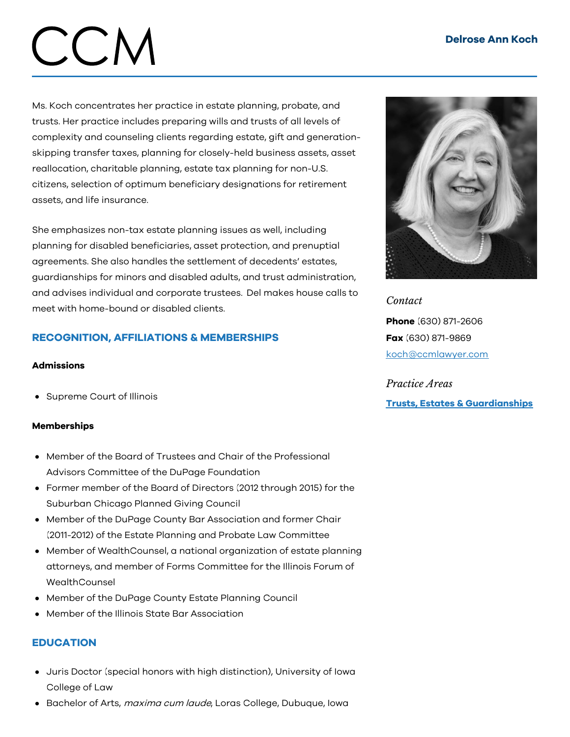# CCM

## Delrose Ann Koch

Ms. Koch concentrates her practice in estate planning, probate, and trusts. Her practice includes preparing wills and trusts of all levels of complexity and counseling clients regarding estate, gift and generation-skipping transfer taxes, planning for closely-held business assets, asset reallocation, charitable planning, estate tax planning for non-U.S. citizens, selection of optimum beneficiary designations for retirement assets, and life insurance.

She emphasizes non-tax estate planning issues as well, including planning for disabled beneficiaries, asset protection, and prenuptial agreements. She also handles the settlement of decedents' estates, guardianships for minors and disabled adults, and trust administration, and advises individual and corporate trustees. Del makes house calls to meet with home-bound or disabled clients.

*Contact*

**Phone** (630) 871-2606

**Fax** (630) 871-9869

koch@ccmlawyer.com

*Practice Areas*

**Trusts, Estates & Guardianships**

## RECOGNITION, AFFILIATIONS & MEMBERSHIPS

### Admissions

- Supreme Court of Illinois

### Memberships

- Member of the Board of Trustees and Chair of the Professional Advisors Committee of the DuPage Foundation
- Former member of the Board of Directors (2012 through 2015) for the Suburban Chicago Planned Giving Council
- Member of the DuPage County Bar Association and former Chair (2011-2012) of the Estate Planning and Probate Law Committee
- Member of WealthCounsel, a national organization of estate planning attorneys, and member of Forms Committee for the Illinois Forum of WealthCounsel
- Member of the DuPage County Estate Planning Council
- Member of the Illinois State Bar Association

## EDUCATION

- Juris Doctor (special honors with high distinction), University of Iowa College of Law
- Bachelor of Arts, *maxima cum laude*, Loras College, Dubuque, Iowa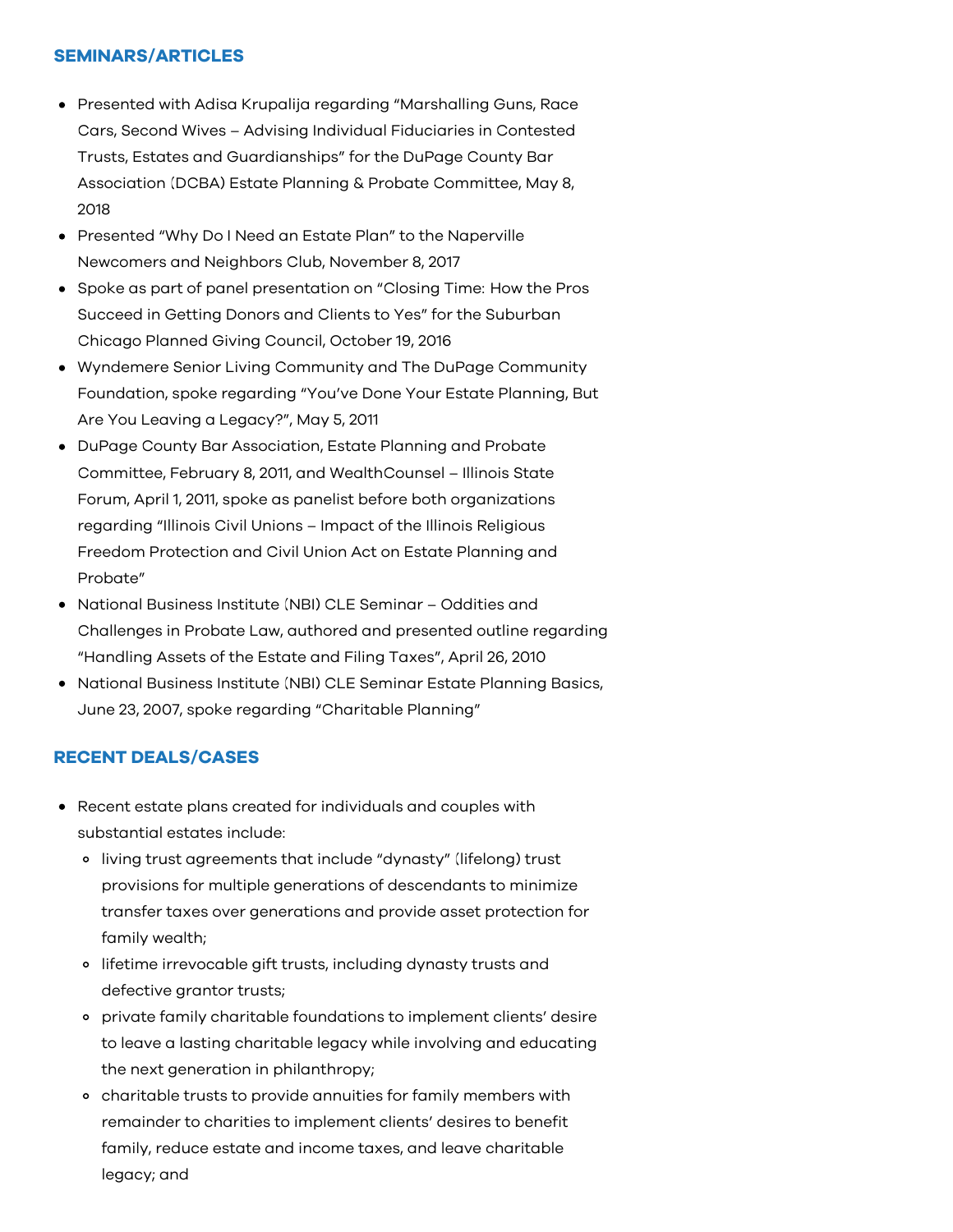## SEMINARS/ARTICLES

- Presented with Adisa Krupalija regarding "Marshalling Guns, Race Cars, Second Wives – Advising Individual Fiduciaries in Contested Trusts, Estates and Guardianships" for the DuPage County Bar Association (DCBA) Estate Planning & Probate Committee, May 8, 2018
- Presented "Why Do I Need an Estate Plan" to the Naperville Newcomers and Neighbors Club, November 8, 2017
- Spoke as part of panel presentation on "Closing Time: How the Pros Succeed in Getting Donors and Clients to Yes" for the Suburban Chicago Planned Giving Council, October 19, 2016
- Wyndemere Senior Living Community and The DuPage Community Foundation, spoke regarding "You've Done Your Estate Planning, But Are You Leaving a Legacy?", May 5, 2011
- DuPage County Bar Association, Estate Planning and Probate Committee, February 8, 2011, and WealthCounsel – Illinois State Forum, April 1, 2011, spoke as panelist before both organizations regarding "Illinois Civil Unions – Impact of the Illinois Religious Freedom Protection and Civil Union Act on Estate Planning and Probate"
- National Business Institute (NBI) CLE Seminar – Oddities and Challenges in Probate Law, authored and presented outline regarding "Handling Assets of the Estate and Filing Taxes", April 26, 2010
- National Business Institute (NBI) CLE Seminar Estate Planning Basics, June 23, 2007, spoke regarding "Charitable Planning"

## RECENT DEALS/CASES

- Recent estate plans created for individuals and couples with substantial estates include:
  - living trust agreements that include "dynasty" (lifelong) trust provisions for multiple generations of descendants to minimize transfer taxes over generations and provide asset protection for family wealth;
  - lifetime irrevocable gift trusts, including dynasty trusts and defective grantor trusts;
  - private family charitable foundations to implement clients' desire to leave a lasting charitable legacy while involving and educating the next generation in philanthropy;
  - charitable trusts to provide annuities for family members with remainder to charities to implement clients' desires to benefit family, reduce estate and income taxes, and leave charitable legacy; and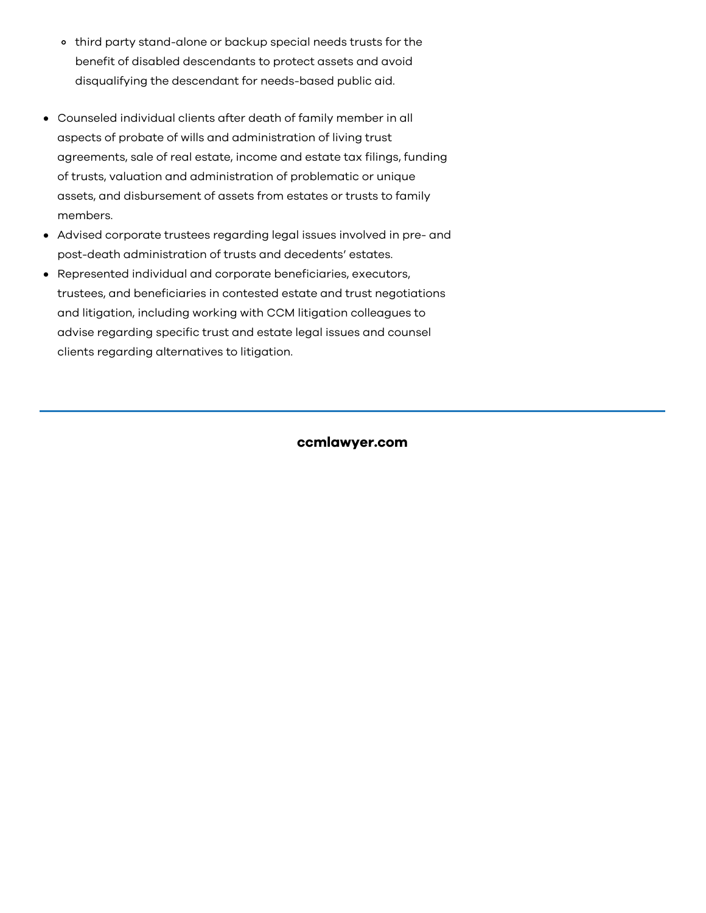- third party stand-alone or backup special needs trusts for the benefit of disabled descendants to protect assets and avoid disqualifying the descendant for needs-based public aid.

- Counseled individual clients after death of family member in all aspects of probate of wills and administration of living trust agreements, sale of real estate, income and estate tax filings, funding of trusts, valuation and administration of problematic or unique assets, and disbursement of assets from estates or trusts to family members.
- Advised corporate trustees regarding legal issues involved in pre- and post-death administration of trusts and decedents' estates.
- Represented individual and corporate beneficiaries, executors, trustees, and beneficiaries in contested estate and trust negotiations and litigation, including working with CCM litigation colleagues to advise regarding specific trust and estate legal issues and counsel clients regarding alternatives to litigation.